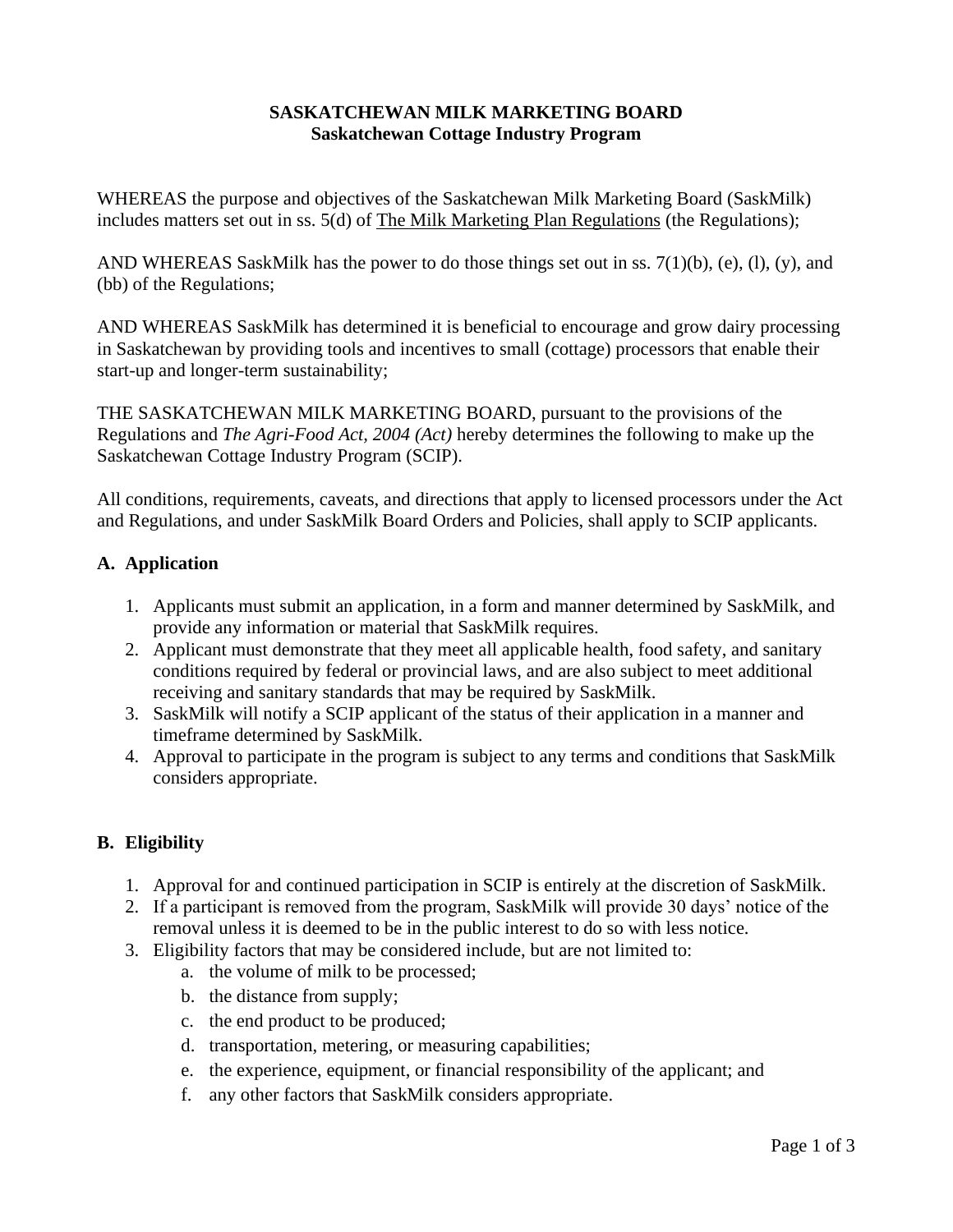**SASKATCHEWAN MILK MARKETING BOARD**
**Saskatchewan Cottage Industry Program**

WHEREAS the purpose and objectives of the Saskatchewan Milk Marketing Board (SaskMilk) includes matters set out in ss. 5(d) of The Milk Marketing Plan Regulations (the Regulations);

AND WHEREAS SaskMilk has the power to do those things set out in ss. 7(1)(b), (e), (l), (y), and (bb) of the Regulations;

AND WHEREAS SaskMilk has determined it is beneficial to encourage and grow dairy processing in Saskatchewan by providing tools and incentives to small (cottage) processors that enable their start-up and longer-term sustainability;

THE SASKATCHEWAN MILK MARKETING BOARD, pursuant to the provisions of the Regulations and *The Agri-Food Act, 2004 (Act)* hereby determines the following to make up the Saskatchewan Cottage Industry Program (SCIP).

All conditions, requirements, caveats, and directions that apply to licensed processors under the Act and Regulations, and under SaskMilk Board Orders and Policies, shall apply to SCIP applicants.

## A. Application

1. Applicants must submit an application, in a form and manner determined by SaskMilk, and provide any information or material that SaskMilk requires.
2. Applicant must demonstrate that they meet all applicable health, food safety, and sanitary conditions required by federal or provincial laws, and are also subject to meet additional receiving and sanitary standards that may be required by SaskMilk.
3. SaskMilk will notify a SCIP applicant of the status of their application in a manner and timeframe determined by SaskMilk.
4. Approval to participate in the program is subject to any terms and conditions that SaskMilk considers appropriate.

## B. Eligibility

1. Approval for and continued participation in SCIP is entirely at the discretion of SaskMilk.
2. If a participant is removed from the program, SaskMilk will provide 30 days' notice of the removal unless it is deemed to be in the public interest to do so with less notice.
3. Eligibility factors that may be considered include, but are not limited to:
   a. the volume of milk to be processed;
   b. the distance from supply;
   c. the end product to be produced;
   d. transportation, metering, or measuring capabilities;
   e. the experience, equipment, or financial responsibility of the applicant; and
   f. any other factors that SaskMilk considers appropriate.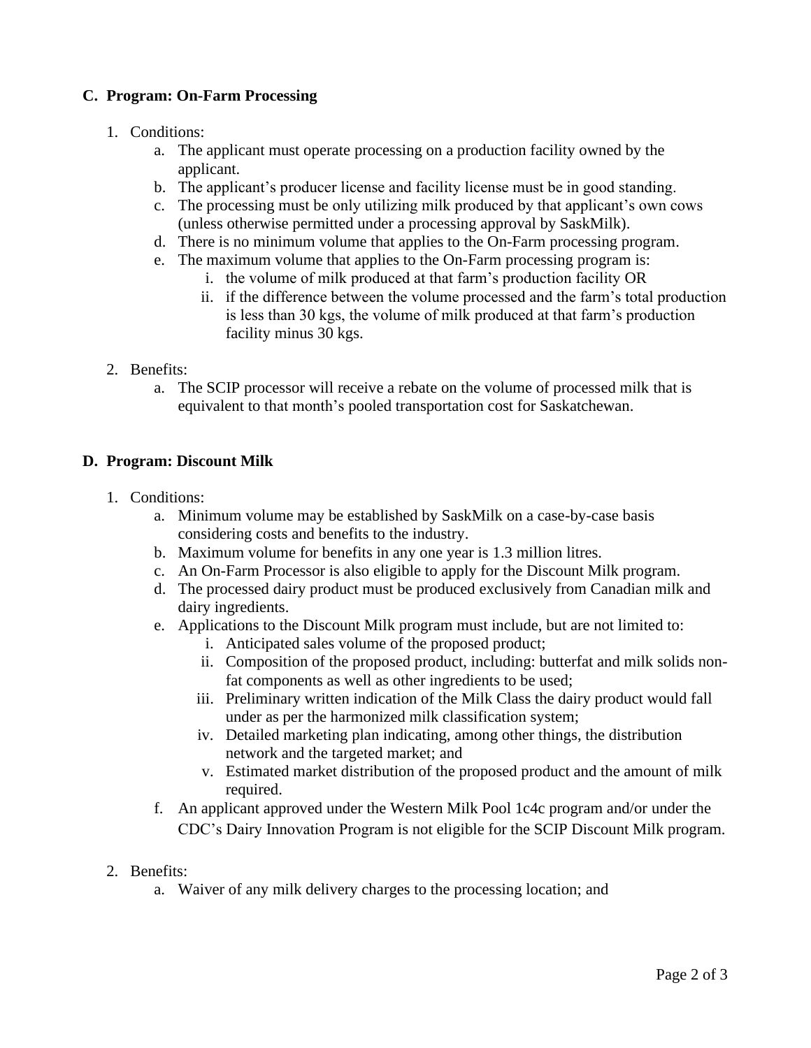## C. Program: On-Farm Processing

1. Conditions:
    a. The applicant must operate processing on a production facility owned by the applicant.
    b. The applicant's producer license and facility license must be in good standing.
    c. The processing must be only utilizing milk produced by that applicant's own cows (unless otherwise permitted under a processing approval by SaskMilk).
    d. There is no minimum volume that applies to the On-Farm processing program.
    e. The maximum volume that applies to the On-Farm processing program is:
        i. the volume of milk produced at that farm's production facility OR
        ii. if the difference between the volume processed and the farm's total production is less than 30 kgs, the volume of milk produced at that farm's production facility minus 30 kgs.

2. Benefits:
    a. The SCIP processor will receive a rebate on the volume of processed milk that is equivalent to that month's pooled transportation cost for Saskatchewan.

## D. Program: Discount Milk

1. Conditions:
    a. Minimum volume may be established by SaskMilk on a case-by-case basis considering costs and benefits to the industry.
    b. Maximum volume for benefits in any one year is 1.3 million litres.
    c. An On-Farm Processor is also eligible to apply for the Discount Milk program.
    d. The processed dairy product must be produced exclusively from Canadian milk and dairy ingredients.
    e. Applications to the Discount Milk program must include, but are not limited to:
        i. Anticipated sales volume of the proposed product;
        ii. Composition of the proposed product, including: butterfat and milk solids non-fat components as well as other ingredients to be used;
        iii. Preliminary written indication of the Milk Class the dairy product would fall under as per the harmonized milk classification system;
        iv. Detailed marketing plan indicating, among other things, the distribution network and the targeted market; and
        v. Estimated market distribution of the proposed product and the amount of milk required.
    f. An applicant approved under the Western Milk Pool 1c4c program and/or under the CDC's Dairy Innovation Program is not eligible for the SCIP Discount Milk program.

2. Benefits:
    a. Waiver of any milk delivery charges to the processing location; and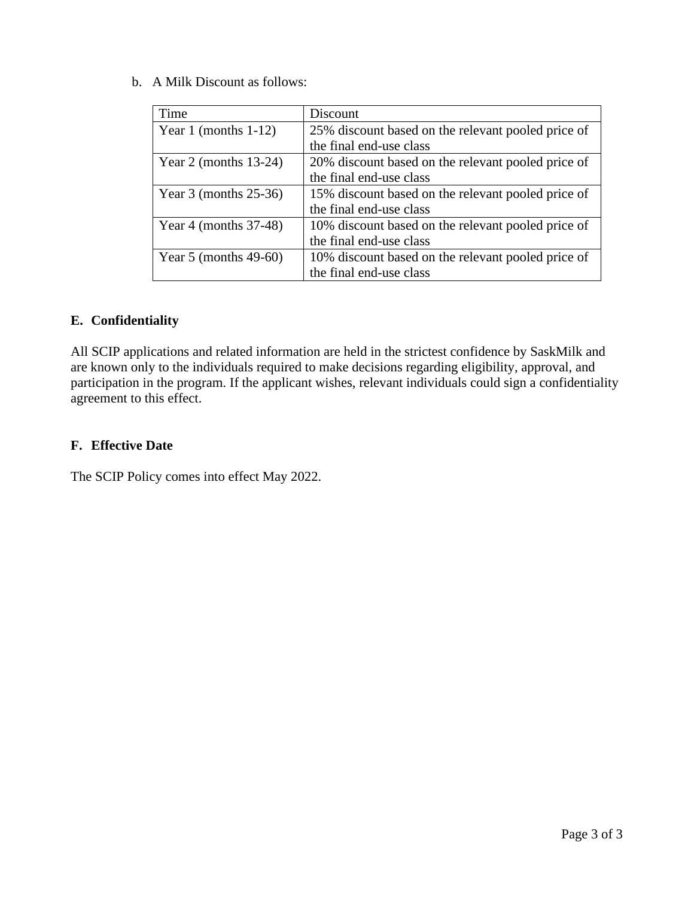b. A Milk Discount as follows:

| Time | Discount |
|---|---|
| Year 1 (months 1-12) | 25% discount based on the relevant pooled price of the final end-use class |
| Year 2 (months 13-24) | 20% discount based on the relevant pooled price of the final end-use class |
| Year 3 (months 25-36) | 15% discount based on the relevant pooled price of the final end-use class |
| Year 4 (months 37-48) | 10% discount based on the relevant pooled price of the final end-use class |
| Year 5 (months 49-60) | 10% discount based on the relevant pooled price of the final end-use class |

## E. Confidentiality

All SCIP applications and related information are held in the strictest confidence by SaskMilk and are known only to the individuals required to make decisions regarding eligibility, approval, and participation in the program. If the applicant wishes, relevant individuals could sign a confidentiality agreement to this effect.

## F. Effective Date

The SCIP Policy comes into effect May 2022.